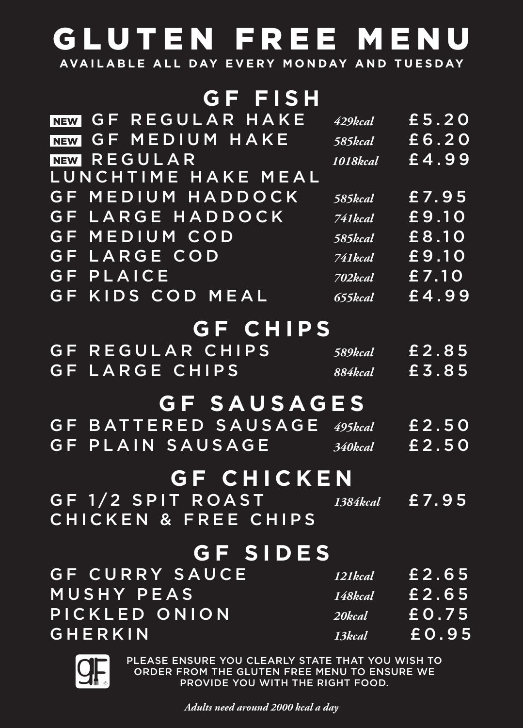# GLUTEN FREE MENU

**AVAILABLE ALL DAY EVERY MONDAY AND TUESDAY**

## GF FISH

| Item | kcal | Price |
|---|---|---|
| NEW GF REGULAR HAKE | *429kcal* | £5.20 |
| NEW GF MEDIUM HAKE | *585kcal* | £6.20 |
| NEW REGULAR LUNCHTIME HAKE MEAL | *1018kcal* | £4.99 |
| GF MEDIUM HADDOCK | *585kcal* | £7.95 |
| GF LARGE HADDOCK | *741kcal* | £9.10 |
| GF MEDIUM COD | *585kcal* | £8.10 |
| GF LARGE COD | *741kcal* | £9.10 |
| GF PLAICE | *702kcal* | £7.10 |
| GF KIDS COD MEAL | *655kcal* | £4.99 |

## GF CHIPS

| Item | kcal | Price |
|---|---|---|
| GF REGULAR CHIPS | *589kcal* | £2.85 |
| GF LARGE CHIPS | *884kcal* | £3.85 |

## GF SAUSAGES

| Item | kcal | Price |
|---|---|---|
| GF BATTERED SAUSAGE | *495kcal* | £2.50 |
| GF PLAIN SAUSAGE | *340kcal* | £2.50 |

## GF CHICKEN

| Item | kcal | Price |
|---|---|---|
| GF 1/2 SPIT ROAST CHICKEN & FREE CHIPS | *1384kcal* | £7.95 |

## GF SIDES

| Item | kcal | Price |
|---|---|---|
| GF CURRY SAUCE | *121kcal* | £2.65 |
| MUSHY PEAS | *148kcal* | £2.65 |
| PICKLED ONION | *20kcal* | £0.75 |
| GHERKIN | *13kcal* | £0.95 |

PLEASE ENSURE YOU CLEARLY STATE THAT YOU WISH TO ORDER FROM THE GLUTEN FREE MENU TO ENSURE WE PROVIDE YOU WITH THE RIGHT FOOD.

***Adults need around 2000 kcal a day***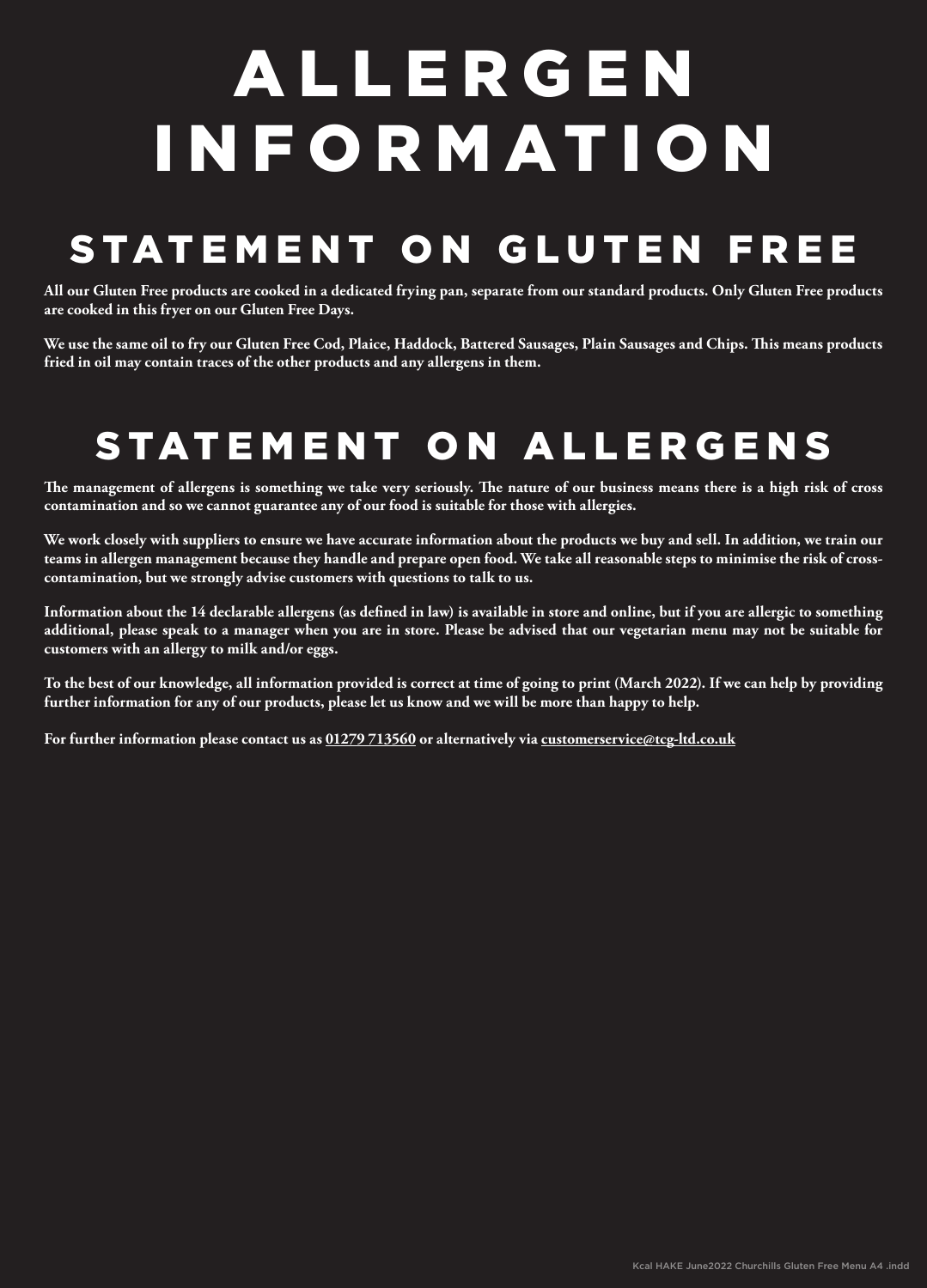# ALLERGEN INFORMATION

## STATEMENT ON GLUTEN FREE

**All our Gluten Free products are cooked in a dedicated frying pan, separate from our standard products. Only Gluten Free products are cooked in this fryer on our Gluten Free Days.**

**We use the same oil to fry our Gluten Free Cod, Plaice, Haddock, Battered Sausages, Plain Sausages and Chips. This means products fried in oil may contain traces of the other products and any allergens in them.**

## STATEMENT ON ALLERGENS

**The management of allergens is something we take very seriously. The nature of our business means there is a high risk of cross contamination and so we cannot guarantee any of our food is suitable for those with allergies.**

**We work closely with suppliers to ensure we have accurate information about the products we buy and sell. In addition, we train our teams in allergen management because they handle and prepare open food. We take all reasonable steps to minimise the risk of cross-contamination, but we strongly advise customers with questions to talk to us.**

**Information about the 14 declarable allergens (as defined in law) is available in store and online, but if you are allergic to something additional, please speak to a manager when you are in store. Please be advised that our vegetarian menu may not be suitable for customers with an allergy to milk and/or eggs.**

**To the best of our knowledge, all information provided is correct at time of going to print (March 2022). If we can help by providing further information for any of our products, please let us know and we will be more than happy to help.**

**For further information please contact us as 01279 713560 or alternatively via customerservice@tcg-ltd.co.uk**